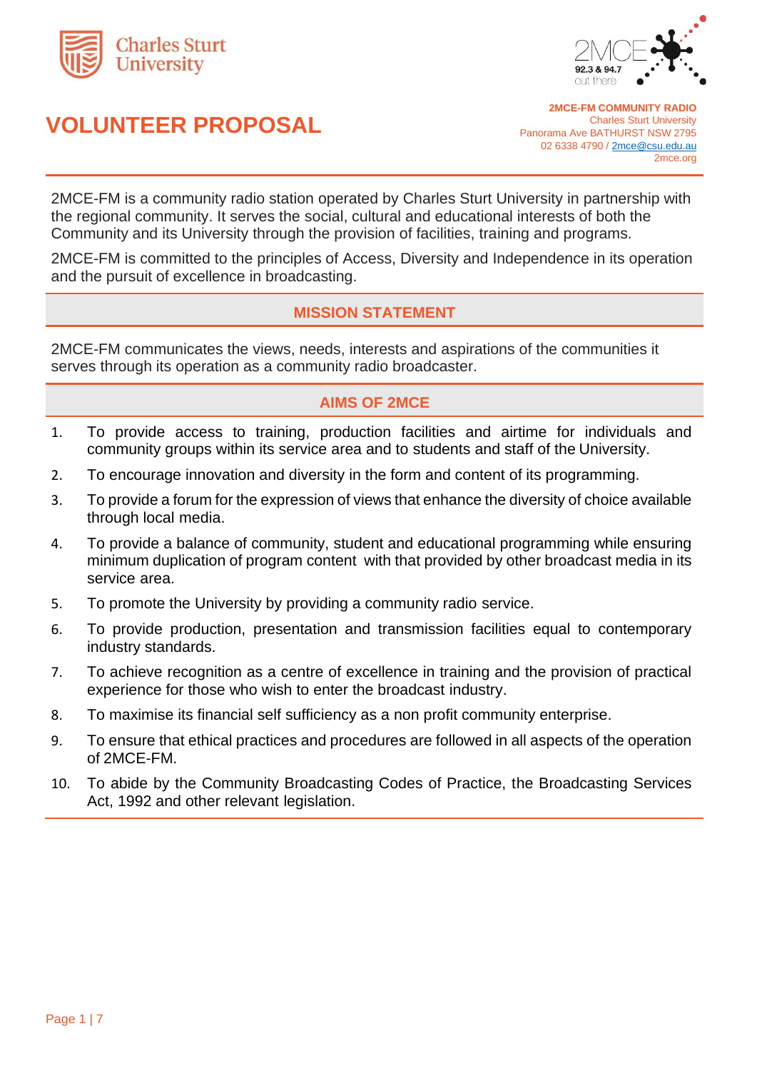Charles Sturt University

2MCE 92.3 & 94.7 out there

# VOLUNTEER PROPOSAL

**2MCE-FM COMMUNITY RADIO**
Charles Sturt University
Panorama Ave BATHURST NSW 2795
02 6338 4790 / 2mce@csu.edu.au
2mce.org

2MCE-FM is a community radio station operated by Charles Sturt University in partnership with the regional community. It serves the social, cultural and educational interests of both the Community and its University through the provision of facilities, training and programs.

2MCE-FM is committed to the principles of Access, Diversity and Independence in its operation and the pursuit of excellence in broadcasting.

## MISSION STATEMENT

2MCE-FM communicates the views, needs, interests and aspirations of the communities it serves through its operation as a community radio broadcaster.

## AIMS OF 2MCE

1. To provide access to training, production facilities and airtime for individuals and community groups within its service area and to students and staff of the University.
2. To encourage innovation and diversity in the form and content of its programming.
3. To provide a forum for the expression of views that enhance the diversity of choice available through local media.
4. To provide a balance of community, student and educational programming while ensuring minimum duplication of program content with that provided by other broadcast media in its service area.
5. To promote the University by providing a community radio service.
6. To provide production, presentation and transmission facilities equal to contemporary industry standards.
7. To achieve recognition as a centre of excellence in training and the provision of practical experience for those who wish to enter the broadcast industry.
8. To maximise its financial self sufficiency as a non profit community enterprise.
9. To ensure that ethical practices and procedures are followed in all aspects of the operation of 2MCE-FM.
10. To abide by the Community Broadcasting Codes of Practice, the Broadcasting Services Act, 1992 and other relevant legislation.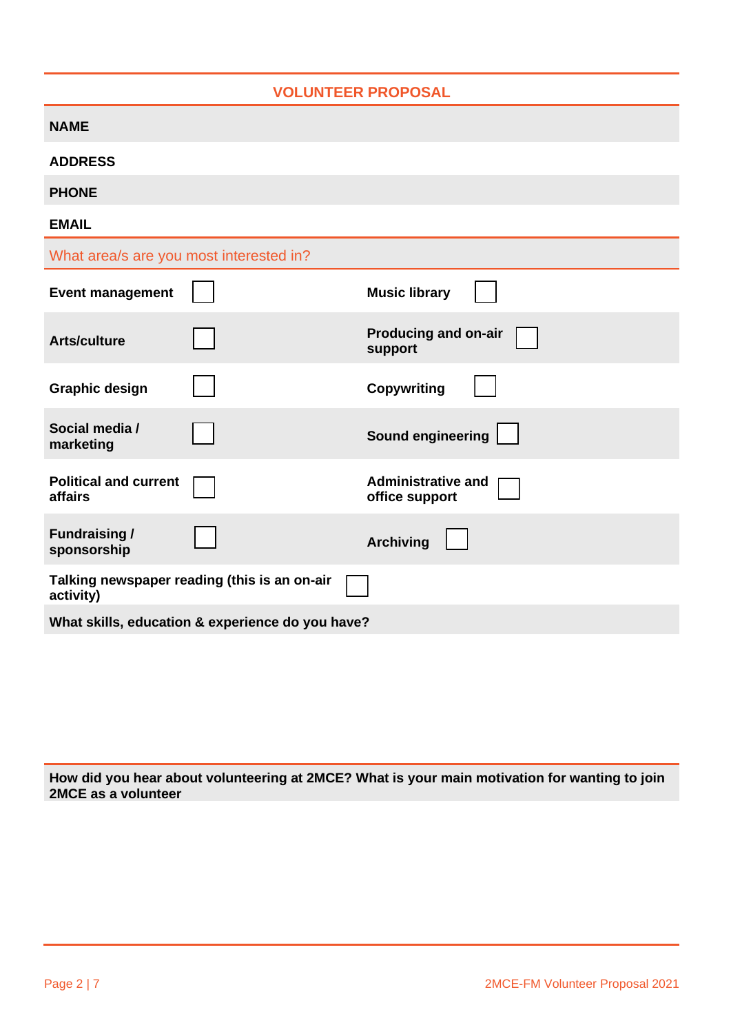## VOLUNTEER PROPOSAL

| | |
|---|---|
| **NAME** | |
| **ADDRESS** | |
| **PHONE** | |
| **EMAIL** | |

What area/s are you most interested in?

| | | | |
|---|---|---|---|
| **Event management** | ☐ | **Music library** | ☐ |
| **Arts/culture** | ☐ | **Producing and on-air support** | ☐ |
| **Graphic design** | ☐ | **Copywriting** | ☐ |
| **Social media / marketing** | ☐ | **Sound engineering** | ☐ |
| **Political and current affairs** | ☐ | **Administrative and office support** | ☐ |
| **Fundraising / sponsorship** | ☐ | **Archiving** | ☐ |
| **Talking newspaper reading (this is an on-air activity)** | ☐ | | |

**What skills, education & experience do you have?**

**How did you hear about volunteering at 2MCE? What is your main motivation for wanting to join 2MCE as a volunteer**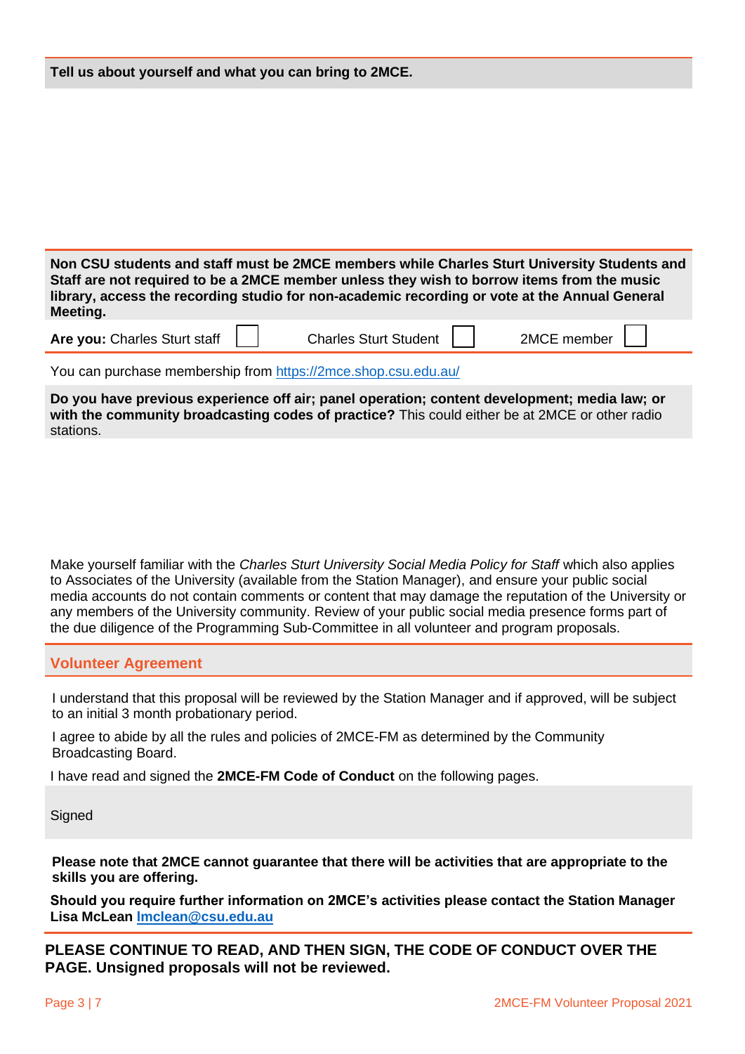**Tell us about yourself and what you can bring to 2MCE.**

**Non CSU students and staff must be 2MCE members while Charles Sturt University Students and Staff are not required to be a 2MCE member unless they wish to borrow items from the music library, access the recording studio for non-academic recording or vote at the Annual General Meeting.**

**Are you:** Charles Sturt staff ☐ Charles Sturt Student ☐ 2MCE member ☐

You can purchase membership from https://2mce.shop.csu.edu.au/

**Do you have previous experience off air; panel operation; content development; media law; or with the community broadcasting codes of practice?** This could either be at 2MCE or other radio stations.

Make yourself familiar with the *Charles Sturt University Social Media Policy for Staff* which also applies to Associates of the University (available from the Station Manager), and ensure your public social media accounts do not contain comments or content that may damage the reputation of the University or any members of the University community. Review of your public social media presence forms part of the due diligence of the Programming Sub-Committee in all volunteer and program proposals.

## Volunteer Agreement

I understand that this proposal will be reviewed by the Station Manager and if approved, will be subject to an initial 3 month probationary period.

I agree to abide by all the rules and policies of 2MCE-FM as determined by the Community Broadcasting Board.

I have read and signed the **2MCE-FM Code of Conduct** on the following pages.

Signed

**Please note that 2MCE cannot guarantee that there will be activities that are appropriate to the skills you are offering.**

**Should you require further information on 2MCE's activities please contact the Station Manager Lisa McLean lmclean@csu.edu.au**

**PLEASE CONTINUE TO READ, AND THEN SIGN, THE CODE OF CONDUCT OVER THE PAGE. Unsigned proposals will not be reviewed.**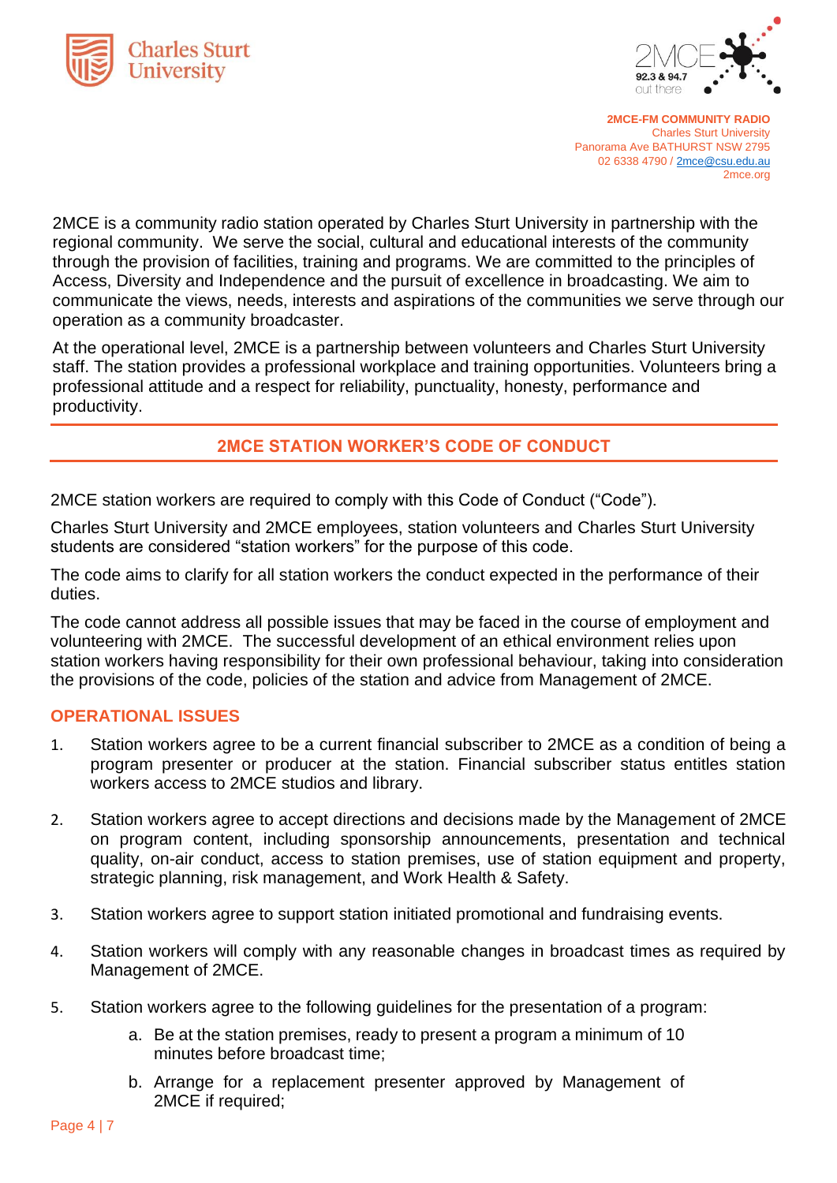**2MCE-FM COMMUNITY RADIO**
Charles Sturt University
Panorama Ave BATHURST NSW 2795
02 6338 4790 / 2mce@csu.edu.au
2mce.org

2MCE is a community radio station operated by Charles Sturt University in partnership with the regional community. We serve the social, cultural and educational interests of the community through the provision of facilities, training and programs. We are committed to the principles of Access, Diversity and Independence and the pursuit of excellence in broadcasting. We aim to communicate the views, needs, interests and aspirations of the communities we serve through our operation as a community broadcaster.

At the operational level, 2MCE is a partnership between volunteers and Charles Sturt University staff. The station provides a professional workplace and training opportunities. Volunteers bring a professional attitude and a respect for reliability, punctuality, honesty, performance and productivity.

## 2MCE STATION WORKER'S CODE OF CONDUCT

2MCE station workers are required to comply with this Code of Conduct ("Code").

Charles Sturt University and 2MCE employees, station volunteers and Charles Sturt University students are considered "station workers" for the purpose of this code.

The code aims to clarify for all station workers the conduct expected in the performance of their duties.

The code cannot address all possible issues that may be faced in the course of employment and volunteering with 2MCE. The successful development of an ethical environment relies upon station workers having responsibility for their own professional behaviour, taking into consideration the provisions of the code, policies of the station and advice from Management of 2MCE.

### OPERATIONAL ISSUES

1. Station workers agree to be a current financial subscriber to 2MCE as a condition of being a program presenter or producer at the station. Financial subscriber status entitles station workers access to 2MCE studios and library.

2. Station workers agree to accept directions and decisions made by the Management of 2MCE on program content, including sponsorship announcements, presentation and technical quality, on-air conduct, access to station premises, use of station equipment and property, strategic planning, risk management, and Work Health & Safety.

3. Station workers agree to support station initiated promotional and fundraising events.

4. Station workers will comply with any reasonable changes in broadcast times as required by Management of 2MCE.

5. Station workers agree to the following guidelines for the presentation of a program:
    a. Be at the station premises, ready to present a program a minimum of 10 minutes before broadcast time;
    b. Arrange for a replacement presenter approved by Management of 2MCE if required;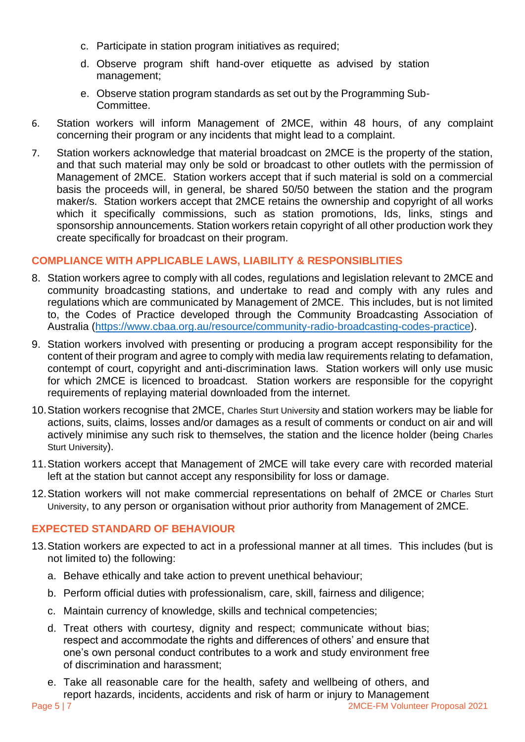c. Participate in station program initiatives as required;

d. Observe program shift hand-over etiquette as advised by station management;

e. Observe station program standards as set out by the Programming Sub-Committee.

6. Station workers will inform Management of 2MCE, within 48 hours, of any complaint concerning their program or any incidents that might lead to a complaint.

7. Station workers acknowledge that material broadcast on 2MCE is the property of the station, and that such material may only be sold or broadcast to other outlets with the permission of Management of 2MCE. Station workers accept that if such material is sold on a commercial basis the proceeds will, in general, be shared 50/50 between the station and the program maker/s. Station workers accept that 2MCE retains the ownership and copyright of all works which it specifically commissions, such as station promotions, Ids, links, stings and sponsorship announcements. Station workers retain copyright of all other production work they create specifically for broadcast on their program.

## COMPLIANCE WITH APPLICABLE LAWS, LIABILITY & RESPONSIBLITIES

8. Station workers agree to comply with all codes, regulations and legislation relevant to 2MCE and community broadcasting stations, and undertake to read and comply with any rules and regulations which are communicated by Management of 2MCE. This includes, but is not limited to, the Codes of Practice developed through the Community Broadcasting Association of Australia (https://www.cbaa.org.au/resource/community-radio-broadcasting-codes-practice).

9. Station workers involved with presenting or producing a program accept responsibility for the content of their program and agree to comply with media law requirements relating to defamation, contempt of court, copyright and anti-discrimination laws. Station workers will only use music for which 2MCE is licenced to broadcast. Station workers are responsible for the copyright requirements of replaying material downloaded from the internet.

10. Station workers recognise that 2MCE, Charles Sturt University and station workers may be liable for actions, suits, claims, losses and/or damages as a result of comments or conduct on air and will actively minimise any such risk to themselves, the station and the licence holder (being Charles Sturt University).

11. Station workers accept that Management of 2MCE will take every care with recorded material left at the station but cannot accept any responsibility for loss or damage.

12. Station workers will not make commercial representations on behalf of 2MCE or Charles Sturt University, to any person or organisation without prior authority from Management of 2MCE.

## EXPECTED STANDARD OF BEHAVIOUR

13. Station workers are expected to act in a professional manner at all times. This includes (but is not limited to) the following:

    a. Behave ethically and take action to prevent unethical behaviour;

    b. Perform official duties with professionalism, care, skill, fairness and diligence;

    c. Maintain currency of knowledge, skills and technical competencies;

    d. Treat others with courtesy, dignity and respect; communicate without bias; respect and accommodate the rights and differences of others' and ensure that one's own personal conduct contributes to a work and study environment free of discrimination and harassment;

    e. Take all reasonable care for the health, safety and wellbeing of others, and report hazards, incidents, accidents and risk of harm or injury to Management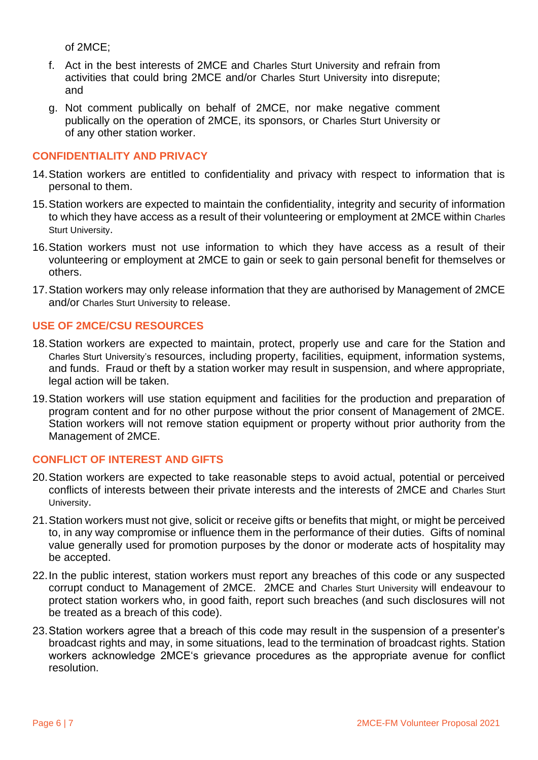of 2MCE;

f. Act in the best interests of 2MCE and Charles Sturt University and refrain from activities that could bring 2MCE and/or Charles Sturt University into disrepute; and

g. Not comment publically on behalf of 2MCE, nor make negative comment publically on the operation of 2MCE, its sponsors, or Charles Sturt University or of any other station worker.

## CONFIDENTIALITY AND PRIVACY

14. Station workers are entitled to confidentiality and privacy with respect to information that is personal to them.

15. Station workers are expected to maintain the confidentiality, integrity and security of information to which they have access as a result of their volunteering or employment at 2MCE within Charles Sturt University.

16. Station workers must not use information to which they have access as a result of their volunteering or employment at 2MCE to gain or seek to gain personal benefit for themselves or others.

17. Station workers may only release information that they are authorised by Management of 2MCE and/or Charles Sturt University to release.

## USE OF 2MCE/CSU RESOURCES

18. Station workers are expected to maintain, protect, properly use and care for the Station and Charles Sturt University's resources, including property, facilities, equipment, information systems, and funds. Fraud or theft by a station worker may result in suspension, and where appropriate, legal action will be taken.

19. Station workers will use station equipment and facilities for the production and preparation of program content and for no other purpose without the prior consent of Management of 2MCE. Station workers will not remove station equipment or property without prior authority from the Management of 2MCE.

## CONFLICT OF INTEREST AND GIFTS

20. Station workers are expected to take reasonable steps to avoid actual, potential or perceived conflicts of interests between their private interests and the interests of 2MCE and Charles Sturt University.

21. Station workers must not give, solicit or receive gifts or benefits that might, or might be perceived to, in any way compromise or influence them in the performance of their duties. Gifts of nominal value generally used for promotion purposes by the donor or moderate acts of hospitality may be accepted.

22. In the public interest, station workers must report any breaches of this code or any suspected corrupt conduct to Management of 2MCE. 2MCE and Charles Sturt University will endeavour to protect station workers who, in good faith, report such breaches (and such disclosures will not be treated as a breach of this code).

23. Station workers agree that a breach of this code may result in the suspension of a presenter's broadcast rights and may, in some situations, lead to the termination of broadcast rights. Station workers acknowledge 2MCE's grievance procedures as the appropriate avenue for conflict resolution.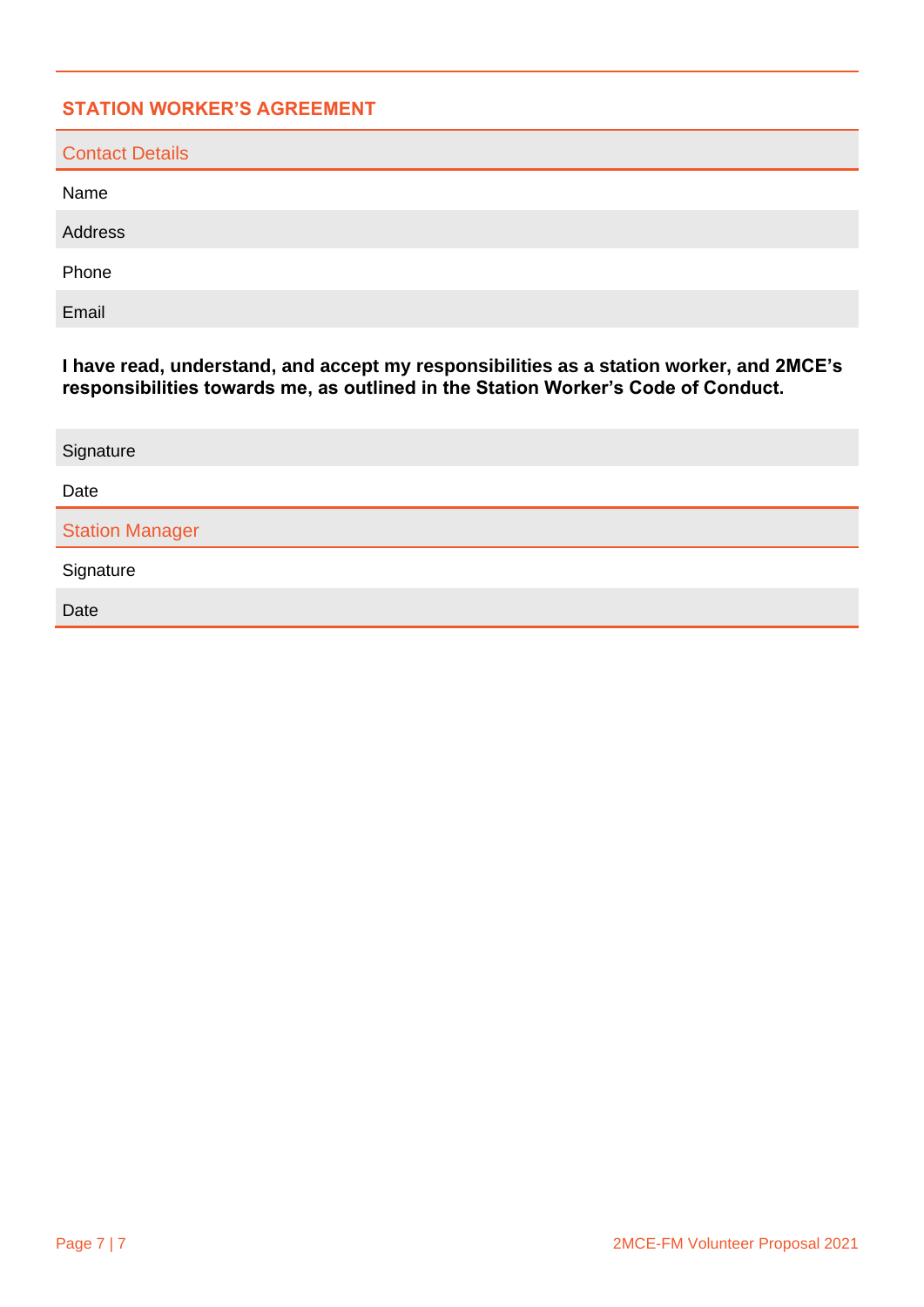## STATION WORKER'S AGREEMENT

| Contact Details | |
| --- | --- |
| Name | |
| Address | |
| Phone | |
| Email | |

**I have read, understand, and accept my responsibilities as a station worker, and 2MCE's responsibilities towards me, as outlined in the Station Worker's Code of Conduct.**

| | |
| --- | --- |
| Signature | |
| Date | |

| Station Manager | |
| --- | --- |
| Signature | |
| Date | |